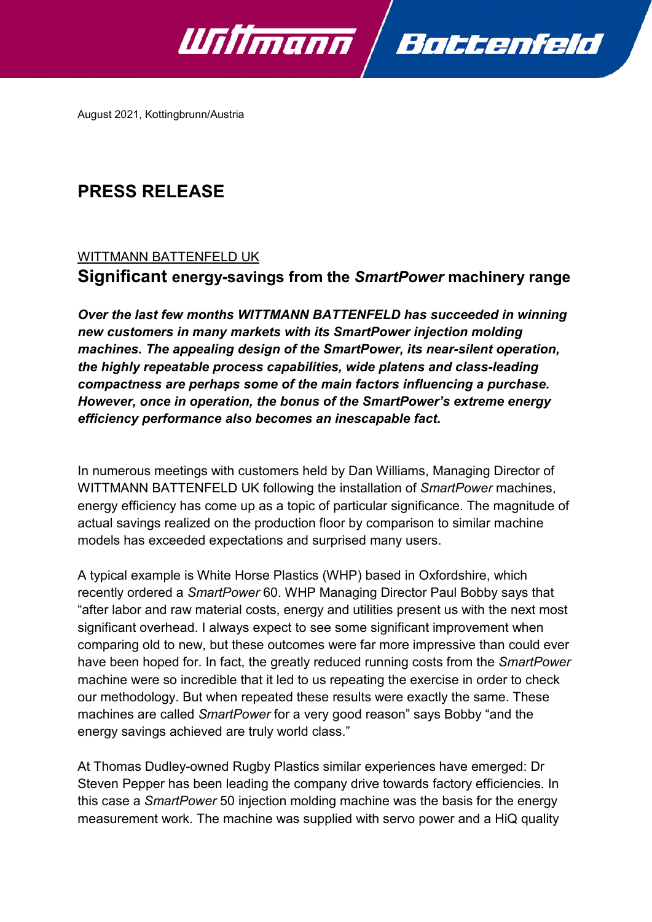August 2021, Kottingbrunn/Austria

# PRESS RELEASE

WITTMANN BATTENFELD UK

## Significant energy-savings from the *SmartPower* machinery range

***Over the last few months WITTMANN BATTENFELD has succeeded in winning new customers in many markets with its SmartPower injection molding machines. The appealing design of the SmartPower, its near-silent operation, the highly repeatable process capabilities, wide platens and class-leading compactness are perhaps some of the main factors influencing a purchase. However, once in operation, the bonus of the SmartPower's extreme energy efficiency performance also becomes an inescapable fact.***

In numerous meetings with customers held by Dan Williams, Managing Director of WITTMANN BATTENFELD UK following the installation of *SmartPower* machines, energy efficiency has come up as a topic of particular significance. The magnitude of actual savings realized on the production floor by comparison to similar machine models has exceeded expectations and surprised many users.

A typical example is White Horse Plastics (WHP) based in Oxfordshire, which recently ordered a *SmartPower* 60. WHP Managing Director Paul Bobby says that "after labor and raw material costs, energy and utilities present us with the next most significant overhead. I always expect to see some significant improvement when comparing old to new, but these outcomes were far more impressive than could ever have been hoped for. In fact, the greatly reduced running costs from the *SmartPower* machine were so incredible that it led to us repeating the exercise in order to check our methodology. But when repeated these results were exactly the same. These machines are called *SmartPower* for a very good reason" says Bobby "and the energy savings achieved are truly world class."

At Thomas Dudley-owned Rugby Plastics similar experiences have emerged: Dr Steven Pepper has been leading the company drive towards factory efficiencies. In this case a *SmartPower* 50 injection molding machine was the basis for the energy measurement work. The machine was supplied with servo power and a HiQ quality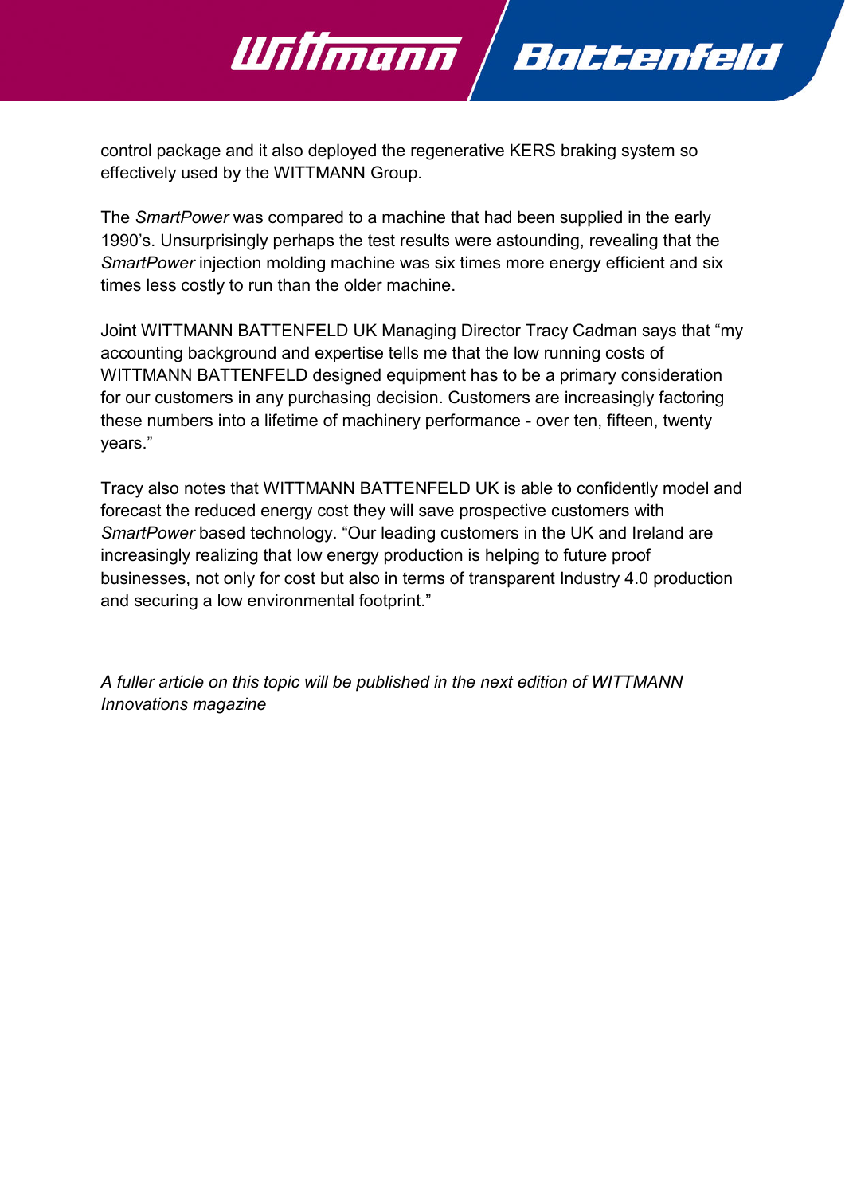control package and it also deployed the regenerative KERS braking system so effectively used by the WITTMANN Group.

The *SmartPower* was compared to a machine that had been supplied in the early 1990's. Unsurprisingly perhaps the test results were astounding, revealing that the *SmartPower* injection molding machine was six times more energy efficient and six times less costly to run than the older machine.

Joint WITTMANN BATTENFELD UK Managing Director Tracy Cadman says that "my accounting background and expertise tells me that the low running costs of WITTMANN BATTENFELD designed equipment has to be a primary consideration for our customers in any purchasing decision. Customers are increasingly factoring these numbers into a lifetime of machinery performance - over ten, fifteen, twenty years."

Tracy also notes that WITTMANN BATTENFELD UK is able to confidently model and forecast the reduced energy cost they will save prospective customers with *SmartPower* based technology. "Our leading customers in the UK and Ireland are increasingly realizing that low energy production is helping to future proof businesses, not only for cost but also in terms of transparent Industry 4.0 production and securing a low environmental footprint."

*A fuller article on this topic will be published in the next edition of WITTMANN Innovations magazine*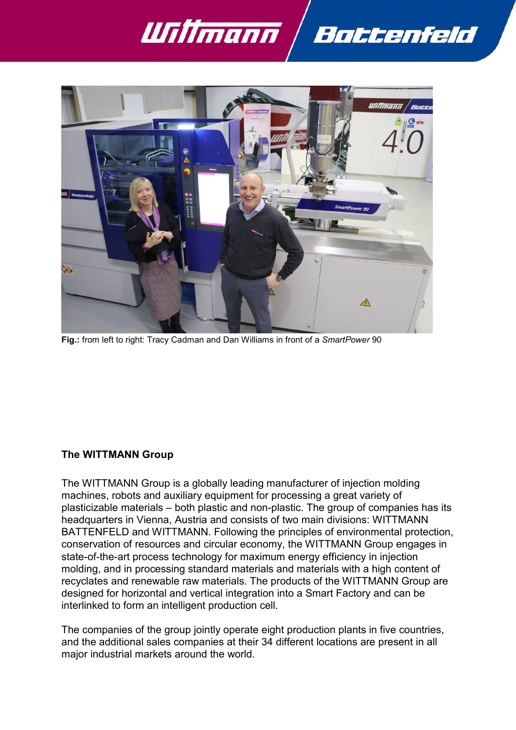**Fig.:** from left to right: Tracy Cadman and Dan Williams in front of a *SmartPower* 90

**The WITTMANN Group**

The WITTMANN Group is a globally leading manufacturer of injection molding machines, robots and auxiliary equipment for processing a great variety of plasticizable materials – both plastic and non-plastic. The group of companies has its headquarters in Vienna, Austria and consists of two main divisions: WITTMANN BATTENFELD and WITTMANN. Following the principles of environmental protection, conservation of resources and circular economy, the WITTMANN Group engages in state-of-the-art process technology for maximum energy efficiency in injection molding, and in processing standard materials and materials with a high content of recyclates and renewable raw materials. The products of the WITTMANN Group are designed for horizontal and vertical integration into a Smart Factory and can be interlinked to form an intelligent production cell.

The companies of the group jointly operate eight production plants in five countries, and the additional sales companies at their 34 different locations are present in all major industrial markets around the world.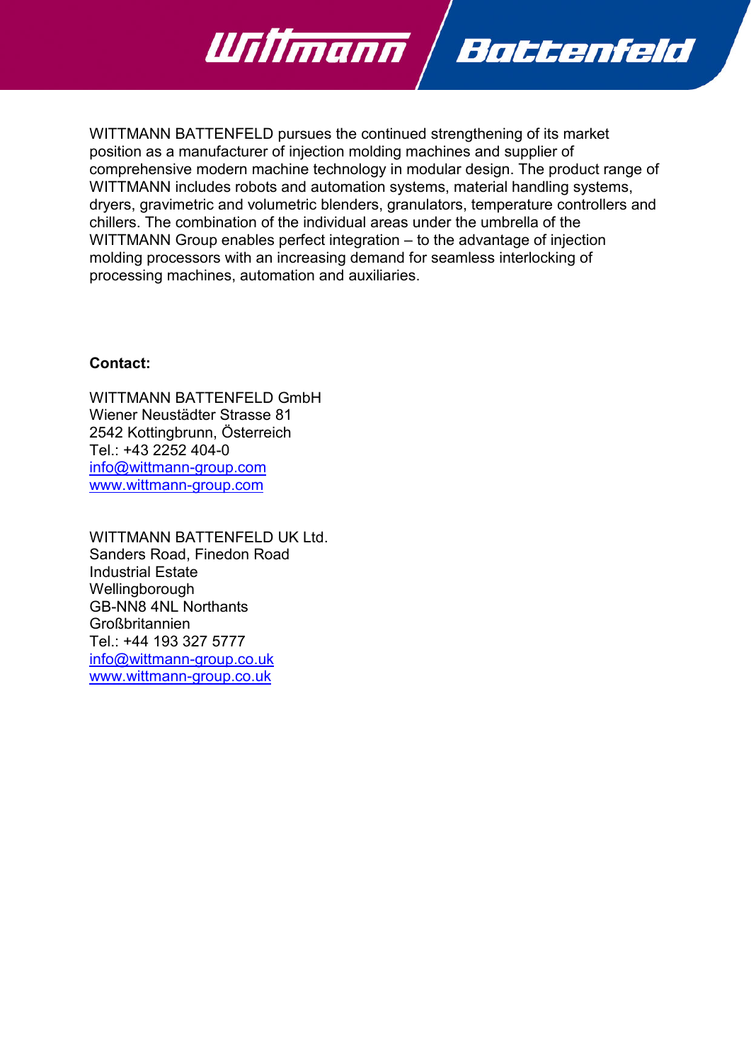WITTMANN BATTENFELD pursues the continued strengthening of its market position as a manufacturer of injection molding machines and supplier of comprehensive modern machine technology in modular design. The product range of WITTMANN includes robots and automation systems, material handling systems, dryers, gravimetric and volumetric blenders, granulators, temperature controllers and chillers. The combination of the individual areas under the umbrella of the WITTMANN Group enables perfect integration – to the advantage of injection molding processors with an increasing demand for seamless interlocking of processing machines, automation and auxiliaries.

**Contact:**

WITTMANN BATTENFELD GmbH
Wiener Neustädter Strasse 81
2542 Kottingbrunn, Österreich
Tel.: +43 2252 404-0
info@wittmann-group.com
www.wittmann-group.com

WITTMANN BATTENFELD UK Ltd.
Sanders Road, Finedon Road
Industrial Estate
Wellingborough
GB-NN8 4NL Northants
Großbritannien
Tel.: +44 193 327 5777
info@wittmann-group.co.uk
www.wittmann-group.co.uk